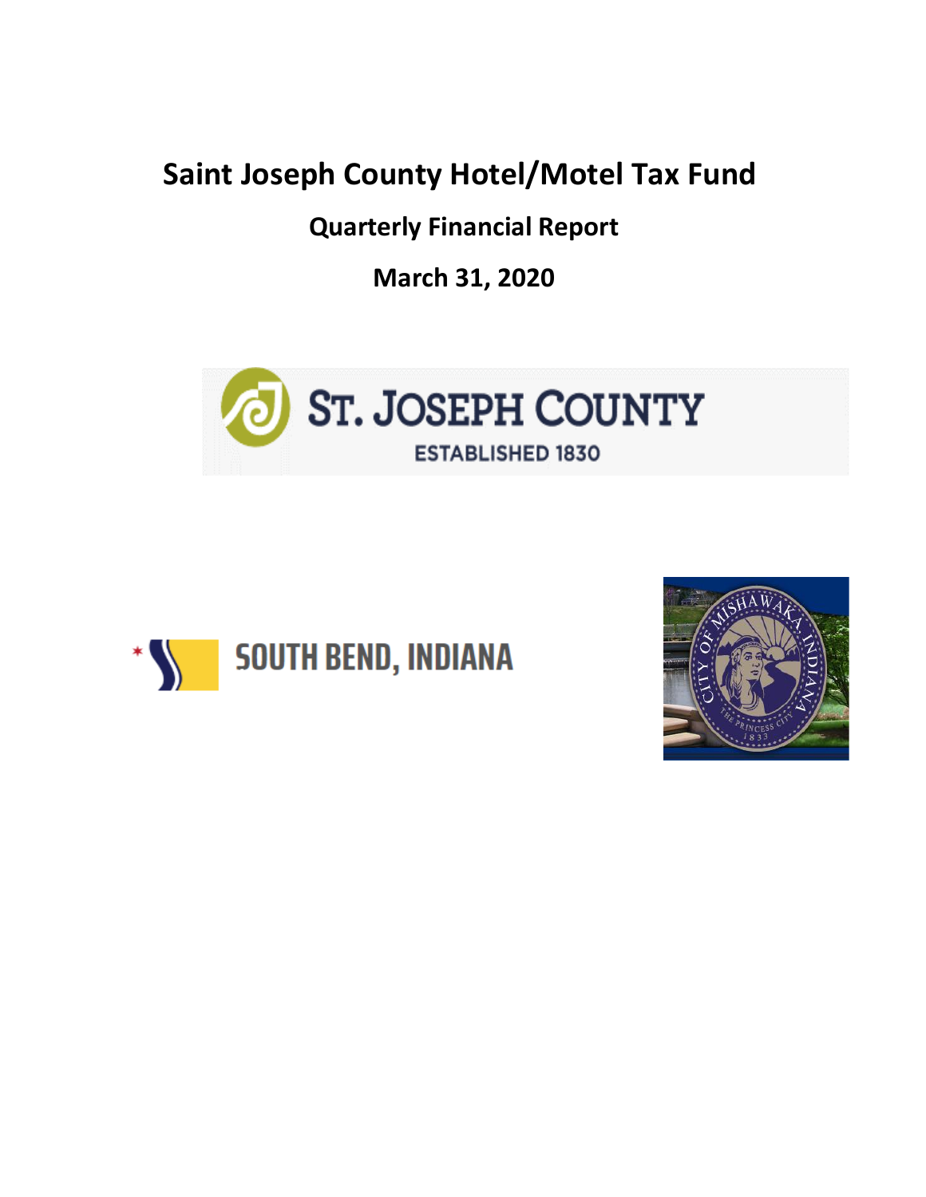# Saint Joseph County Hotel/Motel Tax Fund

## Quarterly Financial Report

## March 31, 2020

ST. JOSEPH COUNTY

ESTABLISHED 1830

SOUTH BEND, INDIANA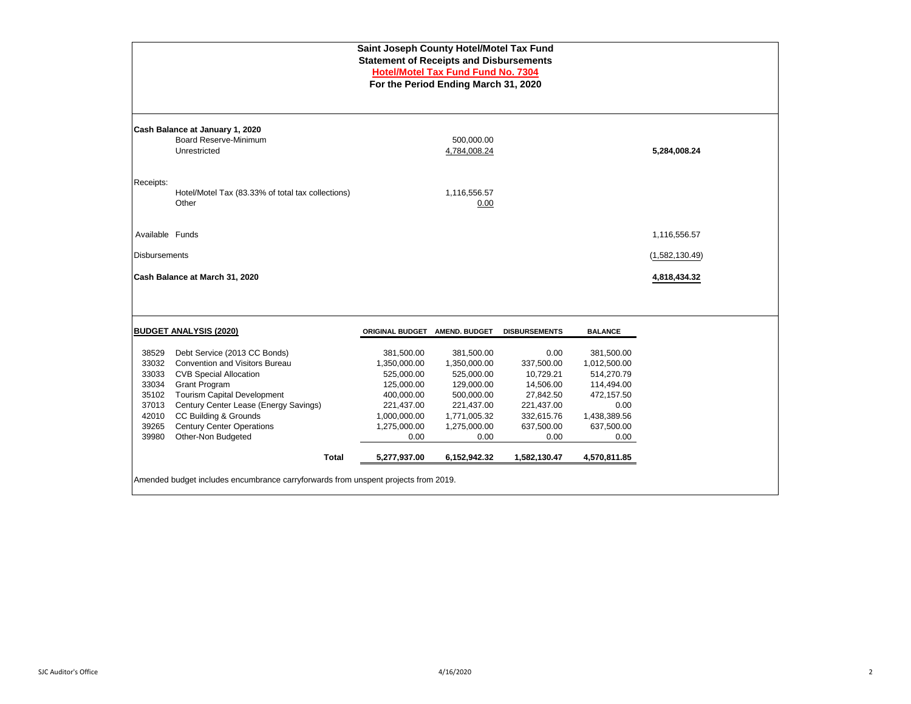**Saint Joseph County Hotel/Motel Tax Fund**
**Statement of Receipts and Disbursements**
**Hotel/Motel Tax Fund Fund No. 7304**
**For the Period Ending March 31, 2020**

| | | |
|---|---|---|
| **Cash Balance at January 1, 2020** | | |
| Board Reserve-Minimum | 500,000.00 | |
| Unrestricted | 4,784,008.24 | **5,284,008.24** |
| Receipts: | | |
| Hotel/Motel Tax (83.33% of total tax collections) | 1,116,556.57 | |
| Other | 0.00 | |
| Available Funds | | 1,116,556.57 |
| Disbursements | | (1,582,130.49) |
| **Cash Balance at March 31, 2020** | | **4,818,434.32** |

| | **BUDGET ANALYSIS (2020)** | ORIGINAL BUDGET | AMEND. BUDGET | DISBURSEMENTS | BALANCE |
|---|---|---|---|---|---|
| 38529 | Debt Service (2013 CC Bonds) | 381,500.00 | 381,500.00 | 0.00 | 381,500.00 |
| 33032 | Convention and Visitors Bureau | 1,350,000.00 | 1,350,000.00 | 337,500.00 | 1,012,500.00 |
| 33033 | CVB Special Allocation | 525,000.00 | 525,000.00 | 10,729.21 | 514,270.79 |
| 33034 | Grant Program | 125,000.00 | 129,000.00 | 14,506.00 | 114,494.00 |
| 35102 | Tourism Capital Development | 400,000.00 | 500,000.00 | 27,842.50 | 472,157.50 |
| 37013 | Century Center Lease (Energy Savings) | 221,437.00 | 221,437.00 | 221,437.00 | 0.00 |
| 42010 | CC Building & Grounds | 1,000,000.00 | 1,771,005.32 | 332,615.76 | 1,438,389.56 |
| 39265 | Century Center Operations | 1,275,000.00 | 1,275,000.00 | 637,500.00 | 637,500.00 |
| 39980 | Other-Non Budgeted | 0.00 | 0.00 | 0.00 | 0.00 |
| | **Total** | **5,277,937.00** | **6,152,942.32** | **1,582,130.47** | **4,570,811.85** |

Amended budget includes encumbrance carryforwards from unspent projects from 2019.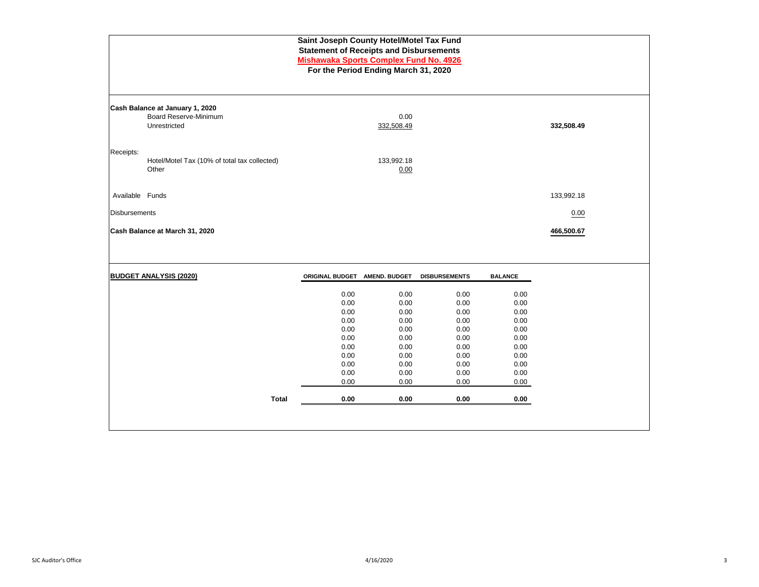# Saint Joseph County Hotel/Motel Tax Fund
## Statement of Receipts and Disbursements
## Mishawaka Sports Complex Fund No. 4926
### For the Period Ending March 31, 2020

| | | |
|---|---|---|
| **Cash Balance at January 1, 2020** | | |
| Board Reserve-Minimum | 0.00 | |
| Unrestricted | 332,508.49 | **332,508.49** |
| Receipts: | | |
| Hotel/Motel Tax (10% of total tax collected) | 133,992.18 | |
| Other | 0.00 | |
| Available Funds | | 133,992.18 |
| Disbursements | | 0.00 |
| **Cash Balance at March 31, 2020** | | **466,500.67** |

| **BUDGET ANALYSIS (2020)** | ORIGINAL BUDGET | AMEND. BUDGET | DISBURSEMENTS | BALANCE |
|---|---|---|---|---|
| | 0.00 | 0.00 | 0.00 | 0.00 |
| | 0.00 | 0.00 | 0.00 | 0.00 |
| | 0.00 | 0.00 | 0.00 | 0.00 |
| | 0.00 | 0.00 | 0.00 | 0.00 |
| | 0.00 | 0.00 | 0.00 | 0.00 |
| | 0.00 | 0.00 | 0.00 | 0.00 |
| | 0.00 | 0.00 | 0.00 | 0.00 |
| | 0.00 | 0.00 | 0.00 | 0.00 |
| | 0.00 | 0.00 | 0.00 | 0.00 |
| | 0.00 | 0.00 | 0.00 | 0.00 |
| | 0.00 | 0.00 | 0.00 | 0.00 |
| **Total** | **0.00** | **0.00** | **0.00** | **0.00** |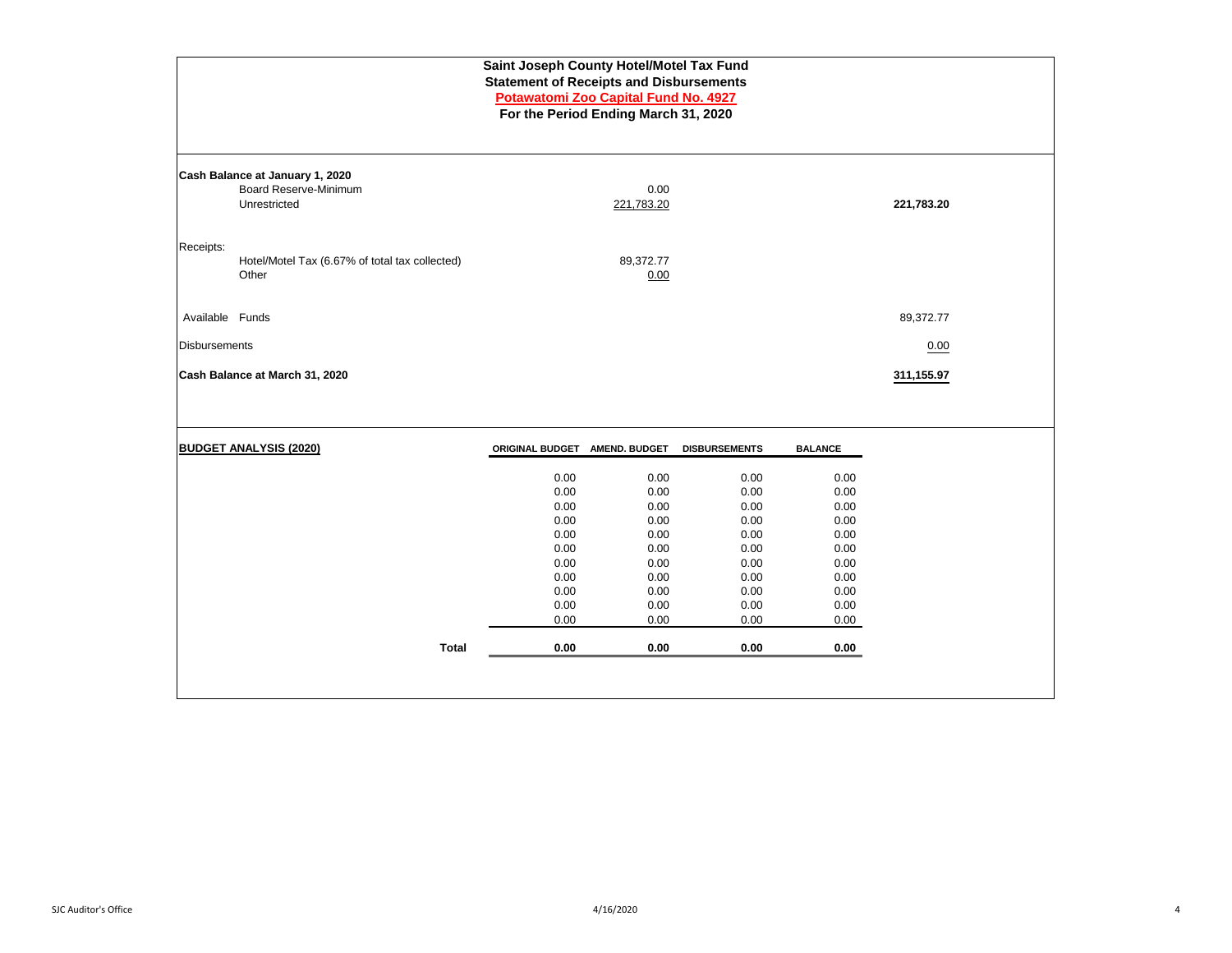# Saint Joseph County Hotel/Motel Tax Fund
## Statement of Receipts and Disbursements
## Potawatomi Zoo Capital Fund No. 4927
## For the Period Ending March 31, 2020

| | | |
|---|---|---|
| **Cash Balance at January 1, 2020** | | |
| Board Reserve-Minimum | 0.00 | |
| Unrestricted | 221,783.20 | **221,783.20** |
| Receipts: | | |
| Hotel/Motel Tax (6.67% of total tax collected) | 89,372.77 | |
| Other | 0.00 | |
| Available Funds | | 89,372.77 |
| Disbursements | | 0.00 |
| **Cash Balance at March 31, 2020** | | **311,155.97** |

| **BUDGET ANALYSIS (2020)** | ORIGINAL BUDGET | AMEND. BUDGET | DISBURSEMENTS | BALANCE |
|---|---|---|---|---|
| | 0.00 | 0.00 | 0.00 | 0.00 |
| | 0.00 | 0.00 | 0.00 | 0.00 |
| | 0.00 | 0.00 | 0.00 | 0.00 |
| | 0.00 | 0.00 | 0.00 | 0.00 |
| | 0.00 | 0.00 | 0.00 | 0.00 |
| | 0.00 | 0.00 | 0.00 | 0.00 |
| | 0.00 | 0.00 | 0.00 | 0.00 |
| | 0.00 | 0.00 | 0.00 | 0.00 |
| | 0.00 | 0.00 | 0.00 | 0.00 |
| | 0.00 | 0.00 | 0.00 | 0.00 |
| | 0.00 | 0.00 | 0.00 | 0.00 |
| **Total** | **0.00** | **0.00** | **0.00** | **0.00** |

SJC Auditor's Office 4/16/2020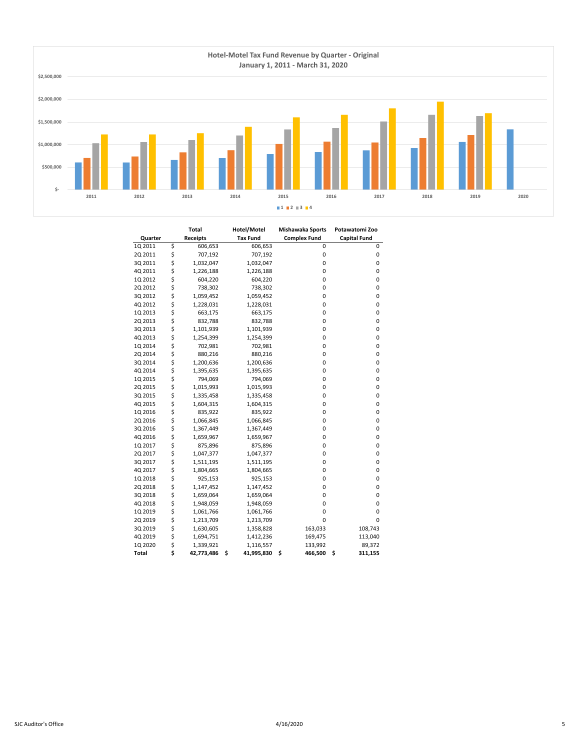## Hotel-Motel Tax Fund Revenue by Quarter - Original
### January 1, 2011 - March 31, 2020

| Quarter | Total Receipts | Hotel/Motel Tax Fund | Mishawaka Sports Complex Fund | Potawatomi Zoo Capital Fund |
|---|---|---|---|---|
| 1Q 2011 | $ 606,653 | 606,653 | 0 | 0 |
| 2Q 2011 | $ 707,192 | 707,192 | 0 | 0 |
| 3Q 2011 | $ 1,032,047 | 1,032,047 | 0 | 0 |
| 4Q 2011 | $ 1,226,188 | 1,226,188 | 0 | 0 |
| 1Q 2012 | $ 604,220 | 604,220 | 0 | 0 |
| 2Q 2012 | $ 738,302 | 738,302 | 0 | 0 |
| 3Q 2012 | $ 1,059,452 | 1,059,452 | 0 | 0 |
| 4Q 2012 | $ 1,228,031 | 1,228,031 | 0 | 0 |
| 1Q 2013 | $ 663,175 | 663,175 | 0 | 0 |
| 2Q 2013 | $ 832,788 | 832,788 | 0 | 0 |
| 3Q 2013 | $ 1,101,939 | 1,101,939 | 0 | 0 |
| 4Q 2013 | $ 1,254,399 | 1,254,399 | 0 | 0 |
| 1Q 2014 | $ 702,981 | 702,981 | 0 | 0 |
| 2Q 2014 | $ 880,216 | 880,216 | 0 | 0 |
| 3Q 2014 | $ 1,200,636 | 1,200,636 | 0 | 0 |
| 4Q 2014 | $ 1,395,635 | 1,395,635 | 0 | 0 |
| 1Q 2015 | $ 794,069 | 794,069 | 0 | 0 |
| 2Q 2015 | $ 1,015,993 | 1,015,993 | 0 | 0 |
| 3Q 2015 | $ 1,335,458 | 1,335,458 | 0 | 0 |
| 4Q 2015 | $ 1,604,315 | 1,604,315 | 0 | 0 |
| 1Q 2016 | $ 835,922 | 835,922 | 0 | 0 |
| 2Q 2016 | $ 1,066,845 | 1,066,845 | 0 | 0 |
| 3Q 2016 | $ 1,367,449 | 1,367,449 | 0 | 0 |
| 4Q 2016 | $ 1,659,967 | 1,659,967 | 0 | 0 |
| 1Q 2017 | $ 875,896 | 875,896 | 0 | 0 |
| 2Q 2017 | $ 1,047,377 | 1,047,377 | 0 | 0 |
| 3Q 2017 | $ 1,511,195 | 1,511,195 | 0 | 0 |
| 4Q 2017 | $ 1,804,665 | 1,804,665 | 0 | 0 |
| 1Q 2018 | $ 925,153 | 925,153 | 0 | 0 |
| 2Q 2018 | $ 1,147,452 | 1,147,452 | 0 | 0 |
| 3Q 2018 | $ 1,659,064 | 1,659,064 | 0 | 0 |
| 4Q 2018 | $ 1,948,059 | 1,948,059 | 0 | 0 |
| 1Q 2019 | $ 1,061,766 | 1,061,766 | 0 | 0 |
| 2Q 2019 | $ 1,213,709 | 1,213,709 | 0 | 0 |
| 3Q 2019 | $ 1,630,605 | 1,358,828 | 163,033 | 108,743 |
| 4Q 2019 | $ 1,694,751 | 1,412,236 | 169,475 | 113,040 |
| 1Q 2020 | $ 1,339,921 | 1,116,557 | 133,992 | 89,372 |
| **Total** | **$ 42,773,486** | **$ 41,995,830** | **$ 466,500** | **$ 311,155** |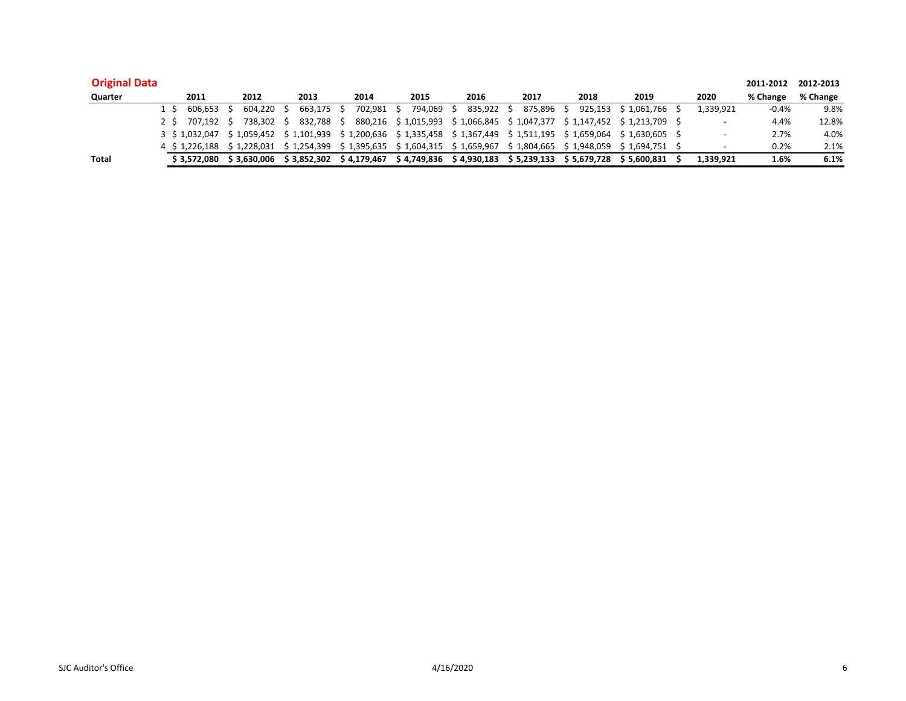## Original Data

| Quarter | 2011 | 2012 | 2013 | 2014 | 2015 | 2016 | 2017 | 2018 | 2019 | 2020 | 2011-2012 % Change | 2012-2013 % Change |
|---|---|---|---|---|---|---|---|---|---|---|---|---|
| 1 | $ 606,653 | $ 604,220 | $ 663,175 | $ 702,981 | $ 794,069 | $ 835,922 | $ 875,896 | $ 925,153 | $ 1,061,766 | $ 1,339,921 | -0.4% | 9.8% |
| 2 | $ 707,192 | $ 738,302 | $ 832,788 | $ 880,216 | $ 1,015,993 | $ 1,066,845 | $ 1,047,377 | $ 1,147,452 | $ 1,213,709 | $ - | 4.4% | 12.8% |
| 3 | $ 1,032,047 | $ 1,059,452 | $ 1,101,939 | $ 1,200,636 | $ 1,335,458 | $ 1,367,449 | $ 1,511,195 | $ 1,659,064 | $ 1,630,605 | $ - | 2.7% | 4.0% |
| 4 | $ 1,226,188 | $ 1,228,031 | $ 1,254,399 | $ 1,395,635 | $ 1,604,315 | $ 1,659,967 | $ 1,804,665 | $ 1,948,059 | $ 1,694,751 | $ - | 0.2% | 2.1% |
| **Total** | **$ 3,572,080** | **$ 3,630,006** | **$ 3,852,302** | **$ 4,179,467** | **$ 4,749,836** | **$ 4,930,183** | **$ 5,239,133** | **$ 5,679,728** | **$ 5,600,831** | **$ 1,339,921** | **1.6%** | **6.1%** |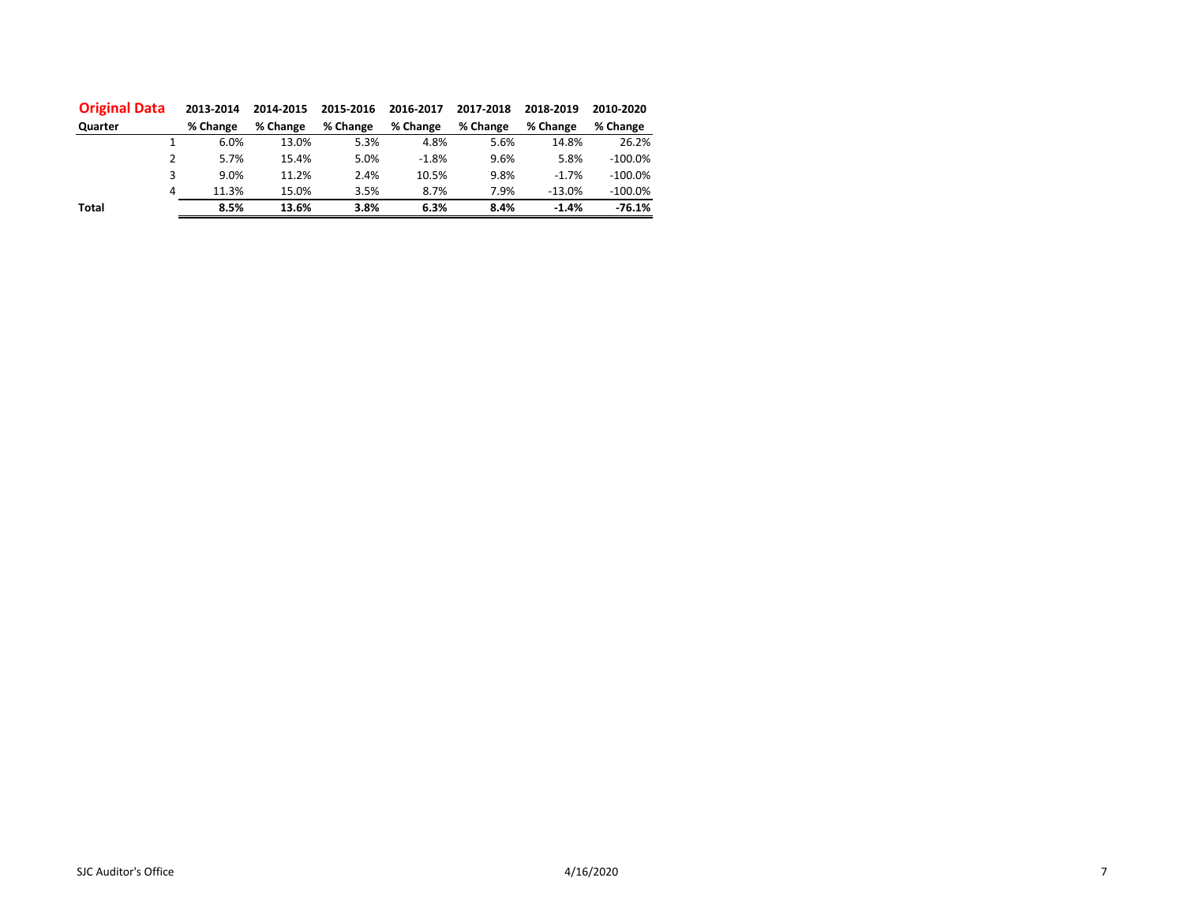| Original Data | 2013-2014 | 2014-2015 | 2015-2016 | 2016-2017 | 2017-2018 | 2018-2019 | 2010-2020 |
|---|---|---|---|---|---|---|---|
| Quarter | % Change | % Change | % Change | % Change | % Change | % Change | % Change |
| 1 | 6.0% | 13.0% | 5.3% | 4.8% | 5.6% | 14.8% | 26.2% |
| 2 | 5.7% | 15.4% | 5.0% | -1.8% | 9.6% | 5.8% | -100.0% |
| 3 | 9.0% | 11.2% | 2.4% | 10.5% | 9.8% | -1.7% | -100.0% |
| 4 | 11.3% | 15.0% | 3.5% | 8.7% | 7.9% | -13.0% | -100.0% |
| **Total** | **8.5%** | **13.6%** | **3.8%** | **6.3%** | **8.4%** | **-1.4%** | **-76.1%** |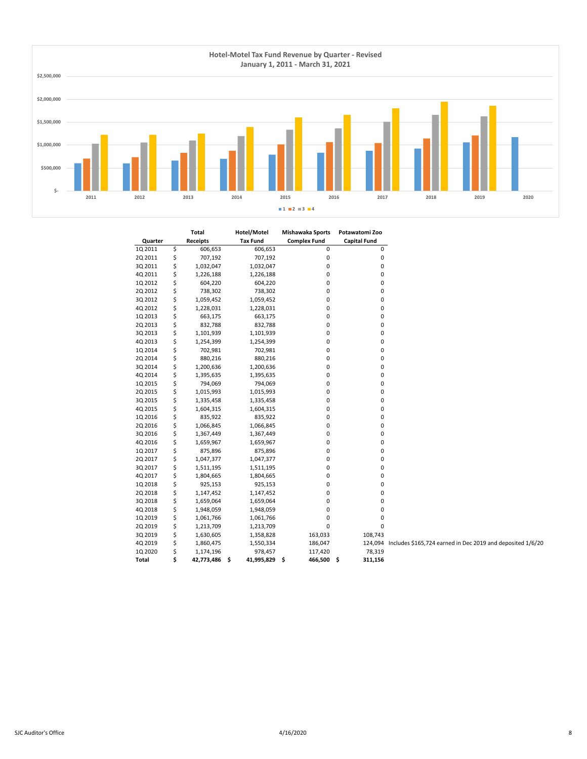## Hotel-Motel Tax Fund Revenue by Quarter - Revised
### January 1, 2011 - March 31, 2021

| Quarter | Total Receipts | Hotel/Motel Tax Fund | Mishawaka Sports Complex Fund | Potawatomi Zoo Capital Fund | |
|---|---|---|---|---|---|
| 1Q 2011 | $ 606,653 | 606,653 | 0 | 0 | |
| 2Q 2011 | $ 707,192 | 707,192 | 0 | 0 | |
| 3Q 2011 | $ 1,032,047 | 1,032,047 | 0 | 0 | |
| 4Q 2011 | $ 1,226,188 | 1,226,188 | 0 | 0 | |
| 1Q 2012 | $ 604,220 | 604,220 | 0 | 0 | |
| 2Q 2012 | $ 738,302 | 738,302 | 0 | 0 | |
| 3Q 2012 | $ 1,059,452 | 1,059,452 | 0 | 0 | |
| 4Q 2012 | $ 1,228,031 | 1,228,031 | 0 | 0 | |
| 1Q 2013 | $ 663,175 | 663,175 | 0 | 0 | |
| 2Q 2013 | $ 832,788 | 832,788 | 0 | 0 | |
| 3Q 2013 | $ 1,101,939 | 1,101,939 | 0 | 0 | |
| 4Q 2013 | $ 1,254,399 | 1,254,399 | 0 | 0 | |
| 1Q 2014 | $ 702,981 | 702,981 | 0 | 0 | |
| 2Q 2014 | $ 880,216 | 880,216 | 0 | 0 | |
| 3Q 2014 | $ 1,200,636 | 1,200,636 | 0 | 0 | |
| 4Q 2014 | $ 1,395,635 | 1,395,635 | 0 | 0 | |
| 1Q 2015 | $ 794,069 | 794,069 | 0 | 0 | |
| 2Q 2015 | $ 1,015,993 | 1,015,993 | 0 | 0 | |
| 3Q 2015 | $ 1,335,458 | 1,335,458 | 0 | 0 | |
| 4Q 2015 | $ 1,604,315 | 1,604,315 | 0 | 0 | |
| 1Q 2016 | $ 835,922 | 835,922 | 0 | 0 | |
| 2Q 2016 | $ 1,066,845 | 1,066,845 | 0 | 0 | |
| 3Q 2016 | $ 1,367,449 | 1,367,449 | 0 | 0 | |
| 4Q 2016 | $ 1,659,967 | 1,659,967 | 0 | 0 | |
| 1Q 2017 | $ 875,896 | 875,896 | 0 | 0 | |
| 2Q 2017 | $ 1,047,377 | 1,047,377 | 0 | 0 | |
| 3Q 2017 | $ 1,511,195 | 1,511,195 | 0 | 0 | |
| 4Q 2017 | $ 1,804,665 | 1,804,665 | 0 | 0 | |
| 1Q 2018 | $ 925,153 | 925,153 | 0 | 0 | |
| 2Q 2018 | $ 1,147,452 | 1,147,452 | 0 | 0 | |
| 3Q 2018 | $ 1,659,064 | 1,659,064 | 0 | 0 | |
| 4Q 2018 | $ 1,948,059 | 1,948,059 | 0 | 0 | |
| 1Q 2019 | $ 1,061,766 | 1,061,766 | 0 | 0 | |
| 2Q 2019 | $ 1,213,709 | 1,213,709 | 0 | 0 | |
| 3Q 2019 | $ 1,630,605 | 1,358,828 | 163,033 | 108,743 | |
| 4Q 2019 | $ 1,860,475 | 1,550,334 | 186,047 | 124,094 | Includes $165,724 earned in Dec 2019 and deposited 1/6/20 |
| 1Q 2020 | $ 1,174,196 | 978,457 | 117,420 | 78,319 | |
| **Total** | **$ 42,773,486** | **$ 41,995,829** | **$ 466,500** | **$ 311,156** | |

SJC Auditor's Office — 4/16/2020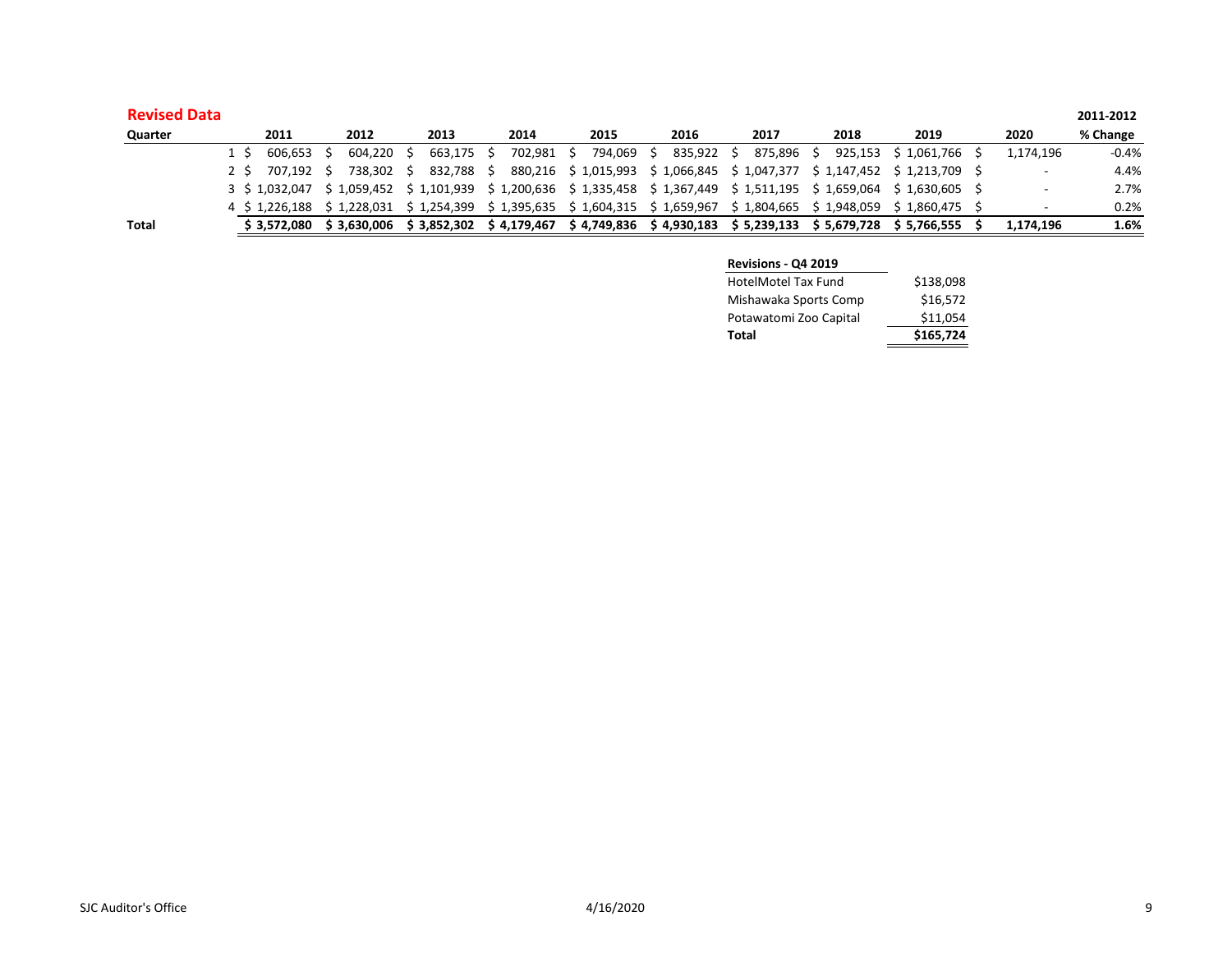**Revised Data**

| Quarter | 2011 | 2012 | 2013 | 2014 | 2015 | 2016 | 2017 | 2018 | 2019 | 2020 | 2011-2012 % Change |
|---|---|---|---|---|---|---|---|---|---|---|---|
| 1 | $ 606,653 | $ 604,220 | $ 663,175 | $ 702,981 | $ 794,069 | $ 835,922 | $ 875,896 | $ 925,153 | $ 1,061,766 | $ 1,174,196 | -0.4% |
| 2 | $ 707,192 | $ 738,302 | $ 832,788 | $ 880,216 | $ 1,015,993 | $ 1,066,845 | $ 1,047,377 | $ 1,147,452 | $ 1,213,709 | $ - | 4.4% |
| 3 | $ 1,032,047 | $ 1,059,452 | $ 1,101,939 | $ 1,200,636 | $ 1,335,458 | $ 1,367,449 | $ 1,511,195 | $ 1,659,064 | $ 1,630,605 | $ - | 2.7% |
| 4 | $ 1,226,188 | $ 1,228,031 | $ 1,254,399 | $ 1,395,635 | $ 1,604,315 | $ 1,659,967 | $ 1,804,665 | $ 1,948,059 | $ 1,860,475 | $ - | 0.2% |
| **Total** | **$ 3,572,080** | **$ 3,630,006** | **$ 3,852,302** | **$ 4,179,467** | **$ 4,749,836** | **$ 4,930,183** | **$ 5,239,133** | **$ 5,679,728** | **$ 5,766,555** | **$ 1,174,196** | **1.6%** |

| Revisions - Q4 2019 | |
|---|---|
| HotelMotel Tax Fund | $138,098 |
| Mishawaka Sports Comp | $16,572 |
| Potawatomi Zoo Capital | $11,054 |
| **Total** | **$165,724** |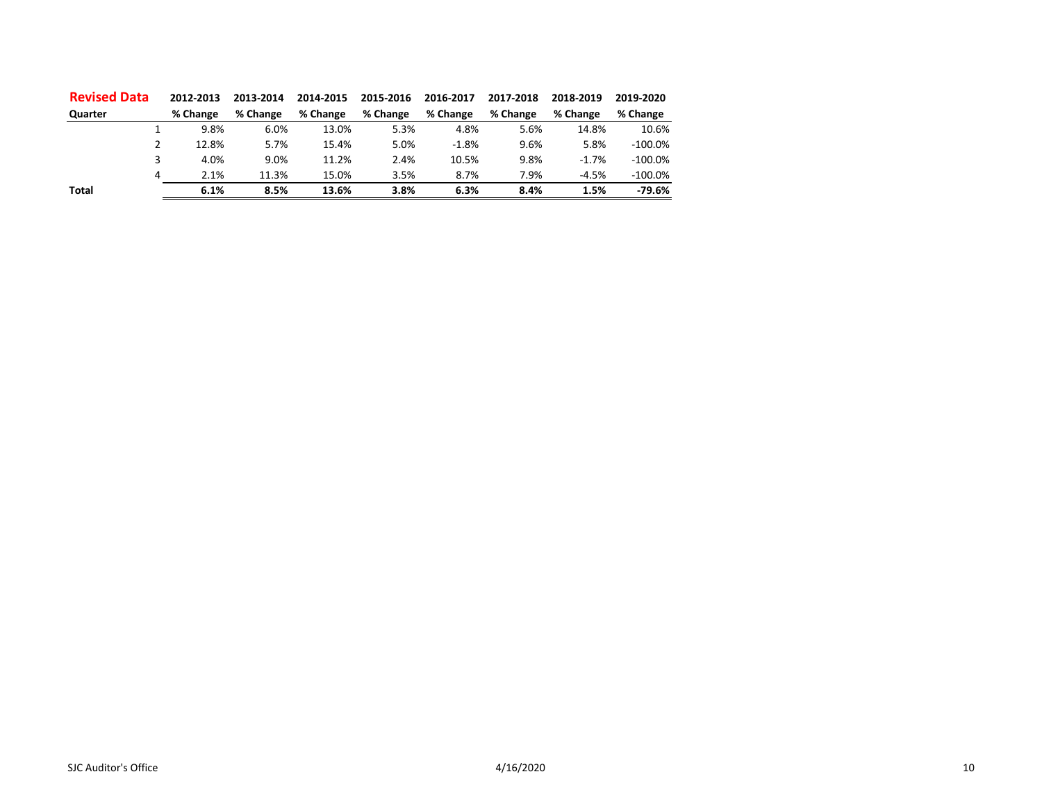| **Revised Data** | **2012-2013** | **2013-2014** | **2014-2015** | **2015-2016** | **2016-2017** | **2017-2018** | **2018-2019** | **2019-2020** |
|---|---|---|---|---|---|---|---|---|
| **Quarter** | **% Change** | **% Change** | **% Change** | **% Change** | **% Change** | **% Change** | **% Change** | **% Change** |
| 1 | 9.8% | 6.0% | 13.0% | 5.3% | 4.8% | 5.6% | 14.8% | 10.6% |
| 2 | 12.8% | 5.7% | 15.4% | 5.0% | -1.8% | 9.6% | 5.8% | -100.0% |
| 3 | 4.0% | 9.0% | 11.2% | 2.4% | 10.5% | 9.8% | -1.7% | -100.0% |
| 4 | 2.1% | 11.3% | 15.0% | 3.5% | 8.7% | 7.9% | -4.5% | -100.0% |
| **Total** | **6.1%** | **8.5%** | **13.6%** | **3.8%** | **6.3%** | **8.4%** | **1.5%** | **-79.6%** |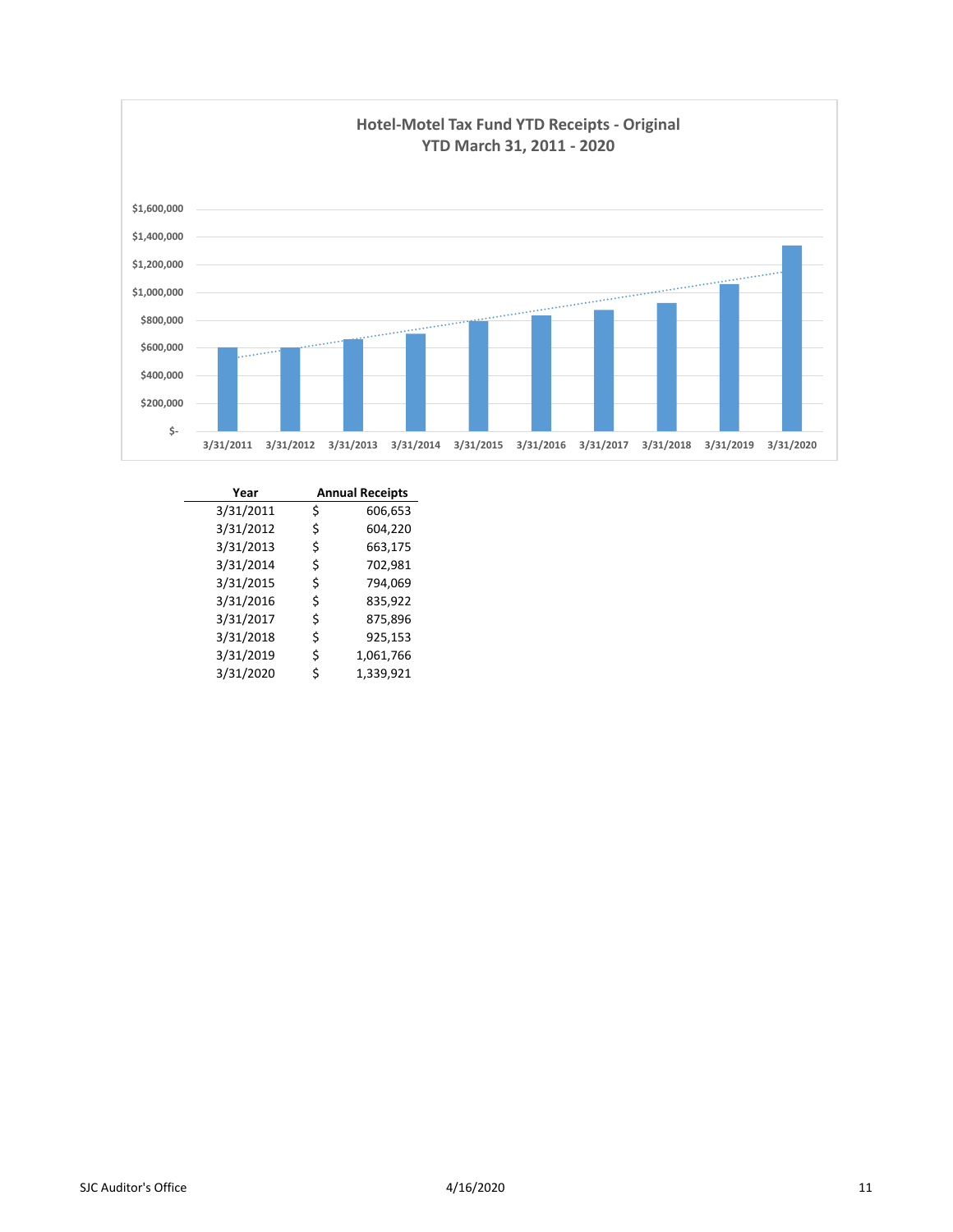**Hotel-Motel Tax Fund YTD Receipts - Original**
**YTD March 31, 2011 - 2020**

| Year | Annual Receipts |
|---|---|
| 3/31/2011 | $ 606,653 |
| 3/31/2012 | $ 604,220 |
| 3/31/2013 | $ 663,175 |
| 3/31/2014 | $ 702,981 |
| 3/31/2015 | $ 794,069 |
| 3/31/2016 | $ 835,922 |
| 3/31/2017 | $ 875,896 |
| 3/31/2018 | $ 925,153 |
| 3/31/2019 | $ 1,061,766 |
| 3/31/2020 | $ 1,339,921 |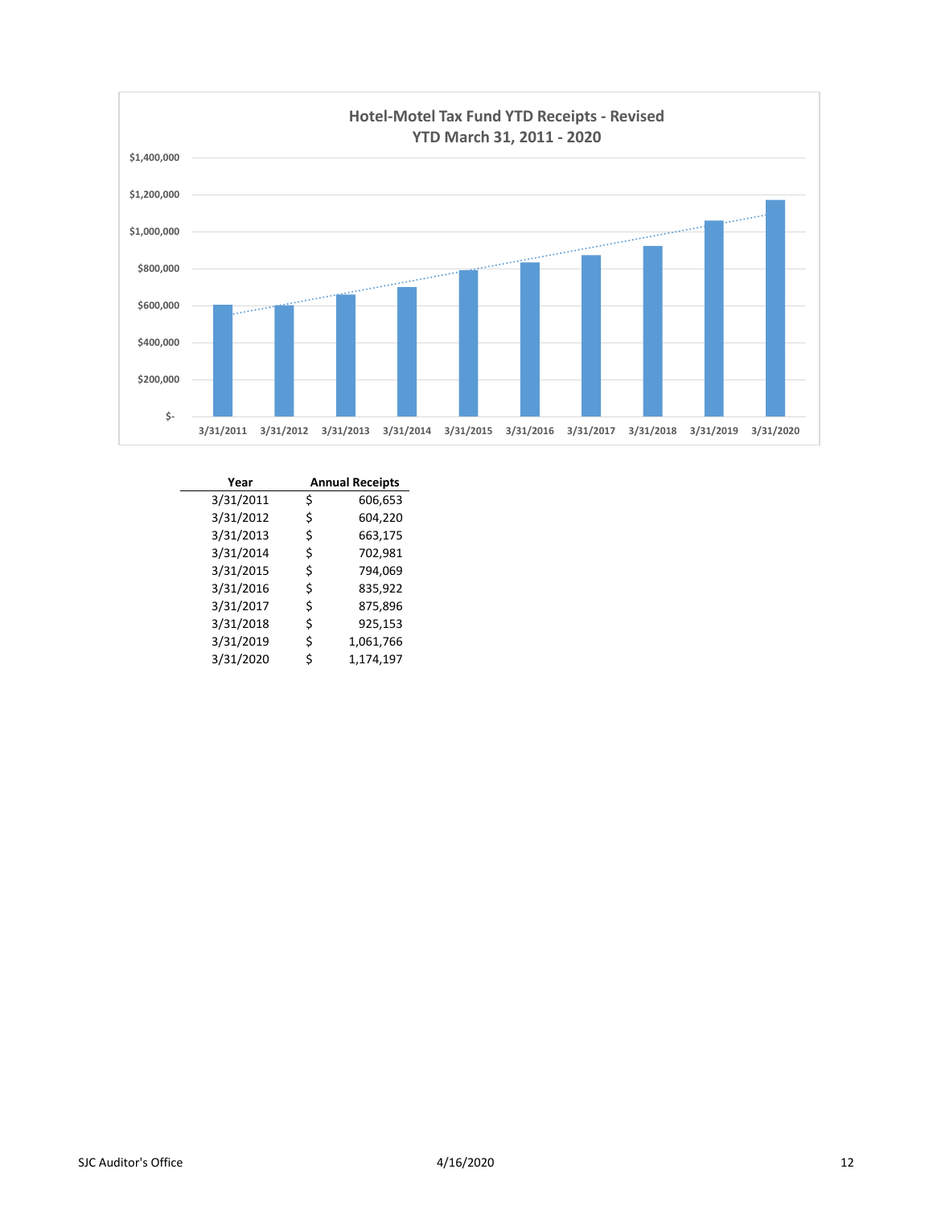## Hotel-Motel Tax Fund YTD Receipts - Revised
### YTD March 31, 2011 - 2020

| Year | Annual Receipts |
|---|---|
| 3/31/2011 | $ 606,653 |
| 3/31/2012 | $ 604,220 |
| 3/31/2013 | $ 663,175 |
| 3/31/2014 | $ 702,981 |
| 3/31/2015 | $ 794,069 |
| 3/31/2016 | $ 835,922 |
| 3/31/2017 | $ 875,896 |
| 3/31/2018 | $ 925,153 |
| 3/31/2019 | $ 1,061,766 |
| 3/31/2020 | $ 1,174,197 |

SJC Auditor's Office — 4/16/2020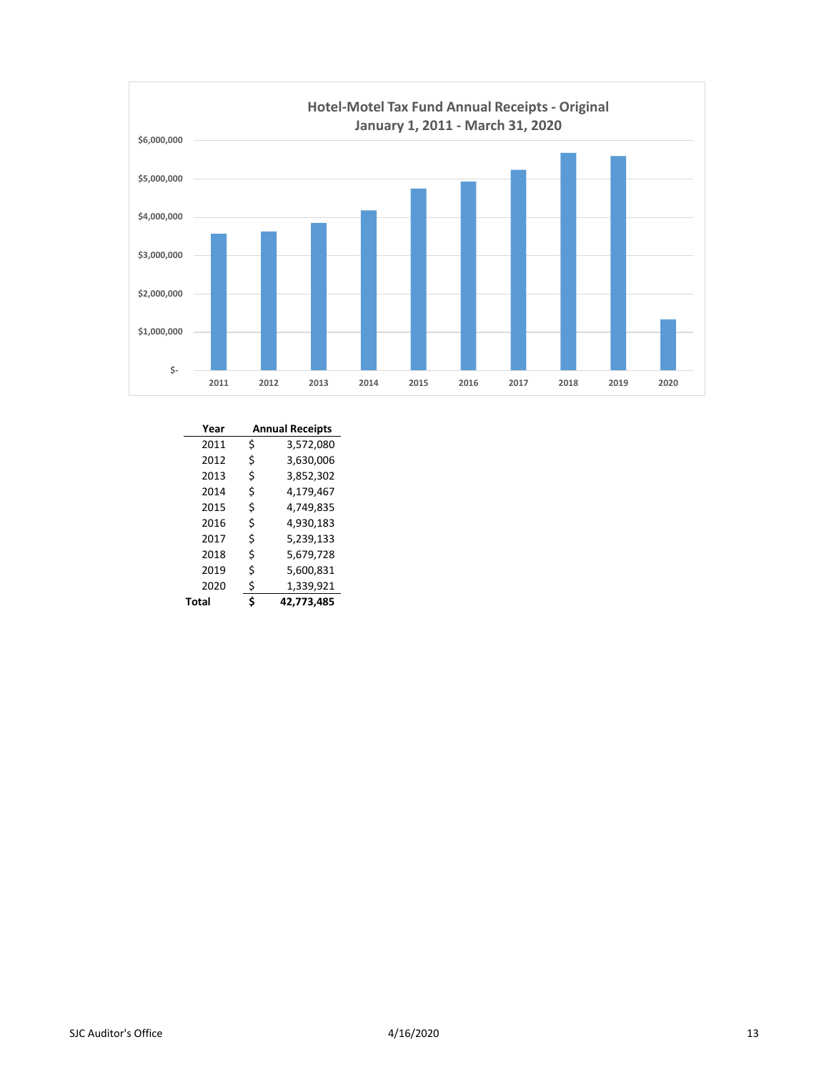## Hotel-Motel Tax Fund Annual Receipts - Original
### January 1, 2011 - March 31, 2020

| Year | Annual Receipts |
|---|---|
| 2011 | $ 3,572,080 |
| 2012 | $ 3,630,006 |
| 2013 | $ 3,852,302 |
| 2014 | $ 4,179,467 |
| 2015 | $ 4,749,835 |
| 2016 | $ 4,930,183 |
| 2017 | $ 5,239,133 |
| 2018 | $ 5,679,728 |
| 2019 | $ 5,600,831 |
| 2020 | $ 1,339,921 |
| **Total** | **$ 42,773,485** |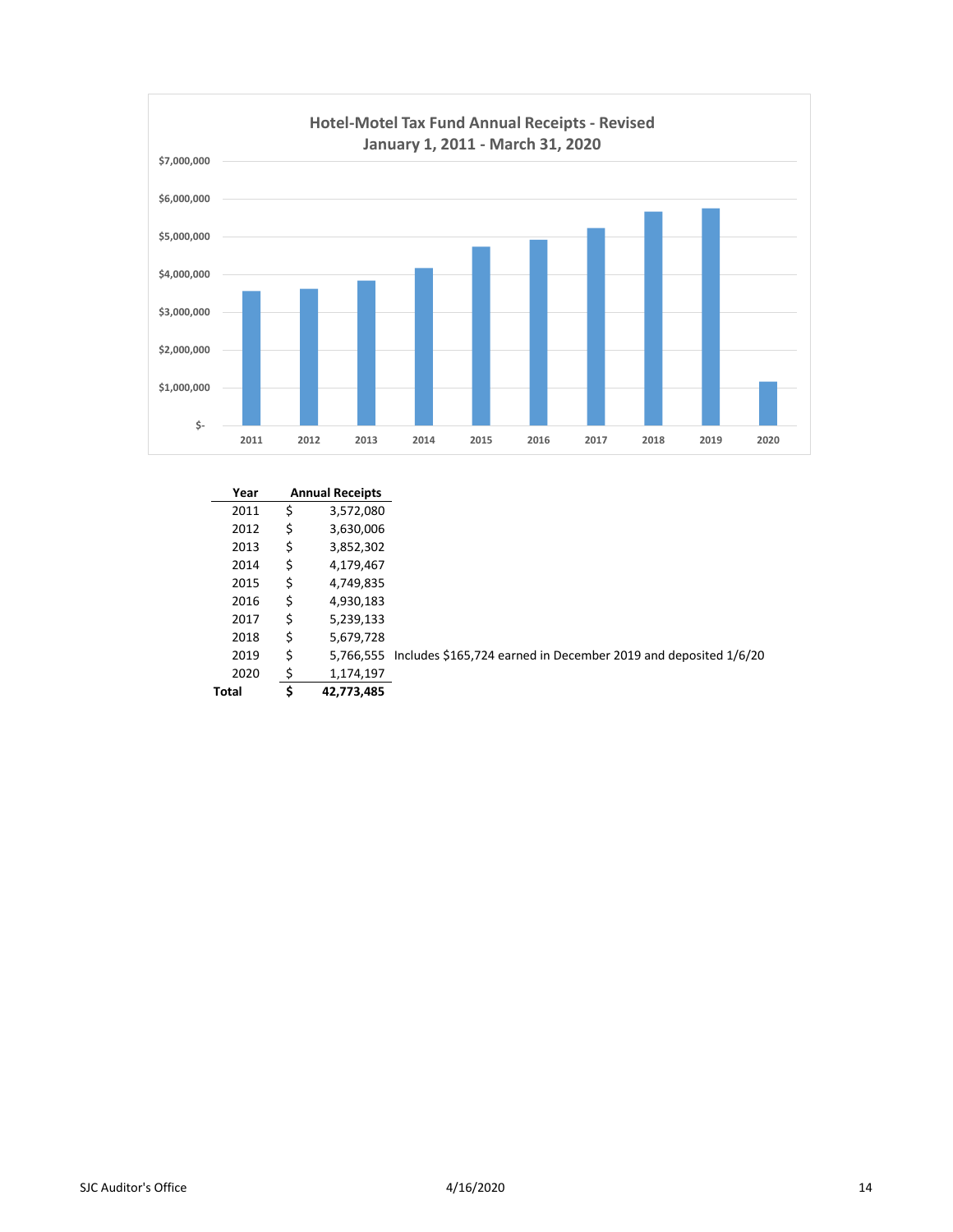**Hotel-Motel Tax Fund Annual Receipts - Revised**
**January 1, 2011 - March 31, 2020**

| Year | Annual Receipts | |
|---|---|---|
| 2011 | $ 3,572,080 | |
| 2012 | $ 3,630,006 | |
| 2013 | $ 3,852,302 | |
| 2014 | $ 4,179,467 | |
| 2015 | $ 4,749,835 | |
| 2016 | $ 4,930,183 | |
| 2017 | $ 5,239,133 | |
| 2018 | $ 5,679,728 | |
| 2019 | $ 5,766,555 | Includes $165,724 earned in December 2019 and deposited 1/6/20 |
| 2020 | $ 1,174,197 | |
| **Total** | **$ 42,773,485** | |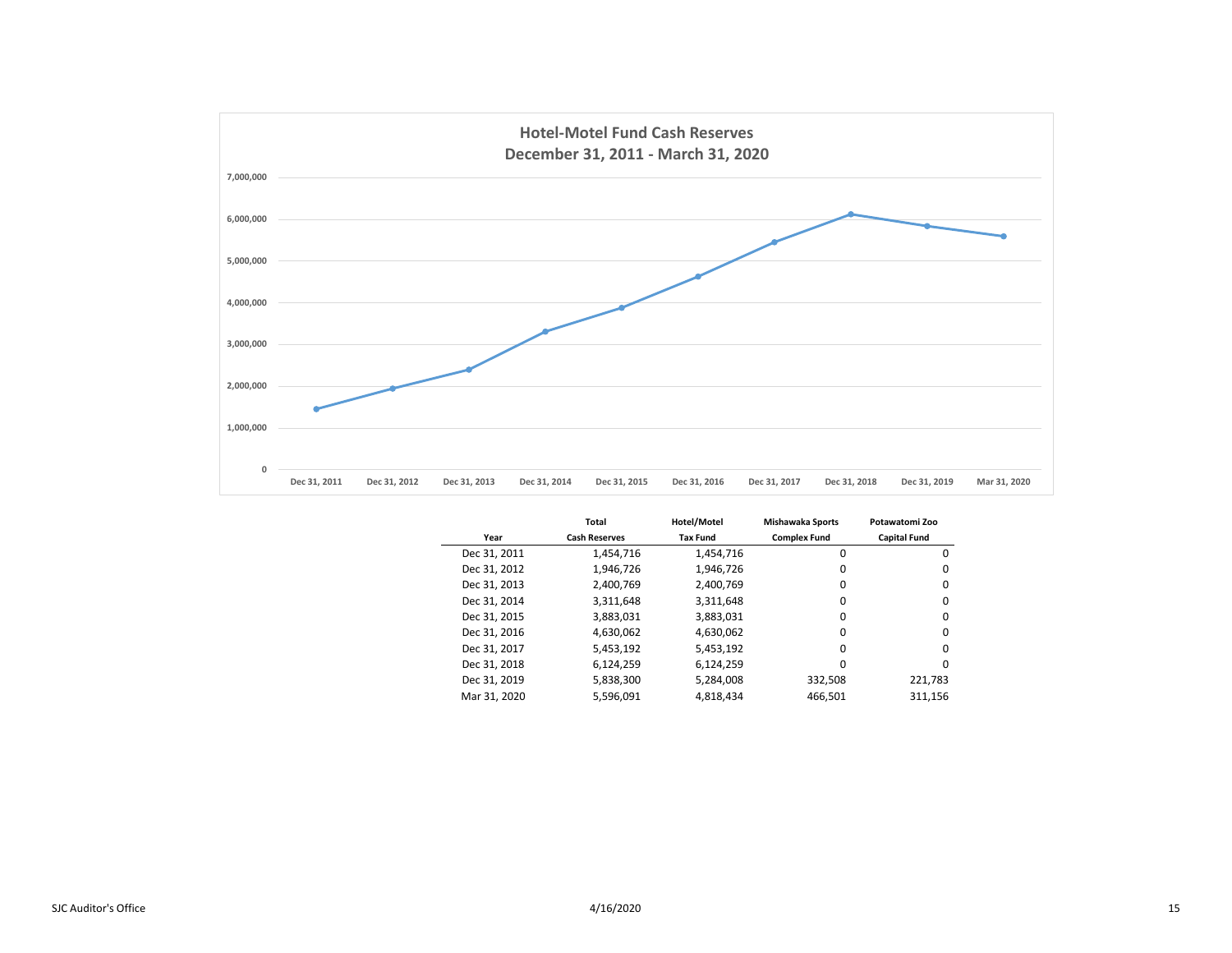**Hotel-Motel Fund Cash Reserves**
**December 31, 2011 - March 31, 2020**

7,000,000
6,000,000
5,000,000
4,000,000
3,000,000
2,000,000
1,000,000
0

Dec 31, 2011 | Dec 31, 2012 | Dec 31, 2013 | Dec 31, 2014 | Dec 31, 2015 | Dec 31, 2016 | Dec 31, 2017 | Dec 31, 2018 | Dec 31, 2019 | Mar 31, 2020

| Year | Total Cash Reserves | Hotel/Motel Tax Fund | Mishawaka Sports Complex Fund | Potawatomi Zoo Capital Fund |
|---|---|---|---|---|
| Dec 31, 2011 | 1,454,716 | 1,454,716 | 0 | 0 |
| Dec 31, 2012 | 1,946,726 | 1,946,726 | 0 | 0 |
| Dec 31, 2013 | 2,400,769 | 2,400,769 | 0 | 0 |
| Dec 31, 2014 | 3,311,648 | 3,311,648 | 0 | 0 |
| Dec 31, 2015 | 3,883,031 | 3,883,031 | 0 | 0 |
| Dec 31, 2016 | 4,630,062 | 4,630,062 | 0 | 0 |
| Dec 31, 2017 | 5,453,192 | 5,453,192 | 0 | 0 |
| Dec 31, 2018 | 6,124,259 | 6,124,259 | 0 | 0 |
| Dec 31, 2019 | 5,838,300 | 5,284,008 | 332,508 | 221,783 |
| Mar 31, 2020 | 5,596,091 | 4,818,434 | 466,501 | 311,156 |